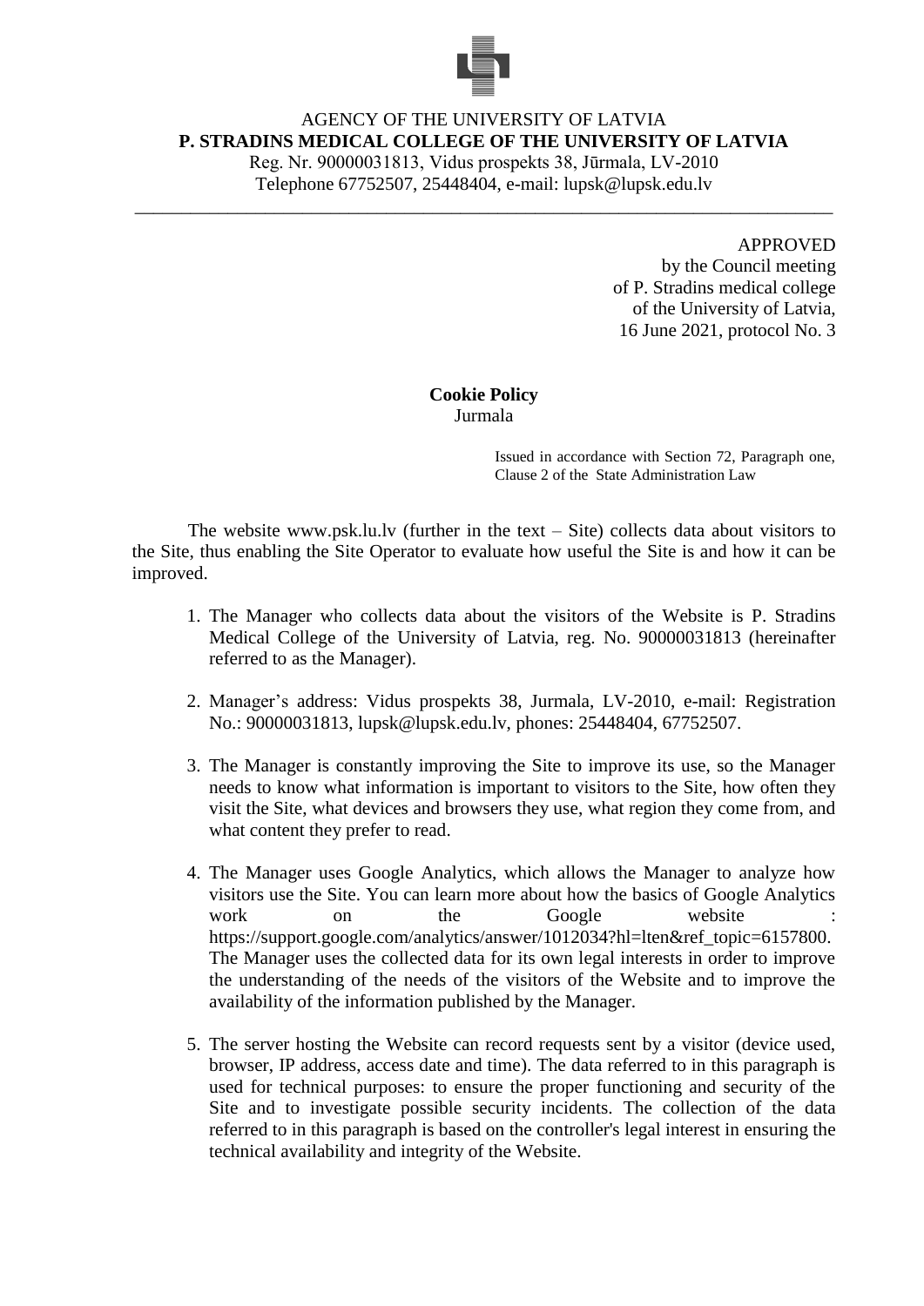AGENCY OF THE UNIVERSITY OF LATVIA
**P. STRADINS MEDICAL COLLEGE OF THE UNIVERSITY OF LATVIA**
Reg. Nr. 90000031813, Vidus prospekts 38, Jūrmala, LV-2010
Telephone 67752507, 25448404, e-mail: lupsk@lupsk.edu.lv

---

APPROVED
by the Council meeting
of P. Stradins medical college
of the University of Latvia,
16 June 2021, protocol No. 3

**Cookie Policy**
Jurmala

Issued in accordance with Section 72, Paragraph one, Clause 2 of the State Administration Law

The website www.psk.lu.lv (further in the text – Site) collects data about visitors to the Site, thus enabling the Site Operator to evaluate how useful the Site is and how it can be improved.

1. The Manager who collects data about the visitors of the Website is P. Stradins Medical College of the University of Latvia, reg. No. 90000031813 (hereinafter referred to as the Manager).

2. Manager's address: Vidus prospekts 38, Jurmala, LV-2010, e-mail: Registration No.: 90000031813, lupsk@lupsk.edu.lv, phones: 25448404, 67752507.

3. The Manager is constantly improving the Site to improve its use, so the Manager needs to know what information is important to visitors to the Site, how often they visit the Site, what devices and browsers they use, what region they come from, and what content they prefer to read.

4. The Manager uses Google Analytics, which allows the Manager to analyze how visitors use the Site. You can learn more about how the basics of Google Analytics work on the Google website : https://support.google.com/analytics/answer/1012034?hl=lten&ref_topic=6157800. The Manager uses the collected data for its own legal interests in order to improve the understanding of the needs of the visitors of the Website and to improve the availability of the information published by the Manager.

5. The server hosting the Website can record requests sent by a visitor (device used, browser, IP address, access date and time). The data referred to in this paragraph is used for technical purposes: to ensure the proper functioning and security of the Site and to investigate possible security incidents. The collection of the data referred to in this paragraph is based on the controller's legal interest in ensuring the technical availability and integrity of the Website.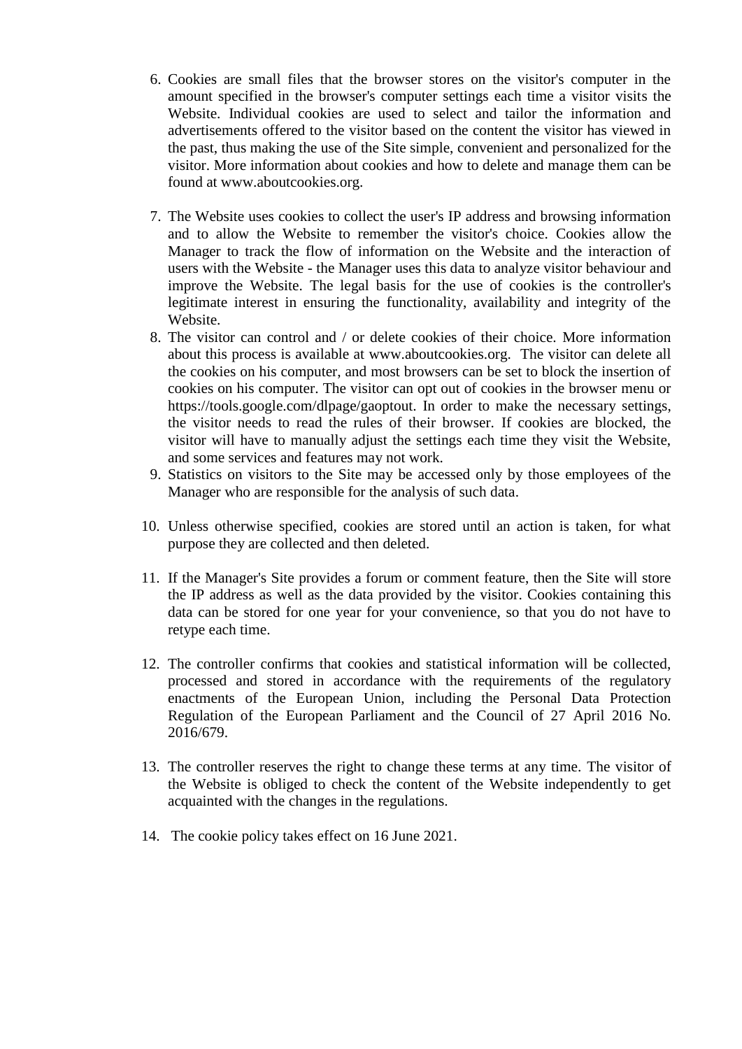6. Cookies are small files that the browser stores on the visitor's computer in the amount specified in the browser's computer settings each time a visitor visits the Website. Individual cookies are used to select and tailor the information and advertisements offered to the visitor based on the content the visitor has viewed in the past, thus making the use of the Site simple, convenient and personalized for the visitor. More information about cookies and how to delete and manage them can be found at www.aboutcookies.org.

7. The Website uses cookies to collect the user's IP address and browsing information and to allow the Website to remember the visitor's choice. Cookies allow the Manager to track the flow of information on the Website and the interaction of users with the Website - the Manager uses this data to analyze visitor behaviour and improve the Website. The legal basis for the use of cookies is the controller's legitimate interest in ensuring the functionality, availability and integrity of the Website.
8. The visitor can control and / or delete cookies of their choice. More information about this process is available at www.aboutcookies.org. The visitor can delete all the cookies on his computer, and most browsers can be set to block the insertion of cookies on his computer. The visitor can opt out of cookies in the browser menu or https://tools.google.com/dlpage/gaoptout. In order to make the necessary settings, the visitor needs to read the rules of their browser. If cookies are blocked, the visitor will have to manually adjust the settings each time they visit the Website, and some services and features may not work.
9. Statistics on visitors to the Site may be accessed only by those employees of the Manager who are responsible for the analysis of such data.

10. Unless otherwise specified, cookies are stored until an action is taken, for what purpose they are collected and then deleted.

11. If the Manager's Site provides a forum or comment feature, then the Site will store the IP address as well as the data provided by the visitor. Cookies containing this data can be stored for one year for your convenience, so that you do not have to retype each time.

12. The controller confirms that cookies and statistical information will be collected, processed and stored in accordance with the requirements of the regulatory enactments of the European Union, including the Personal Data Protection Regulation of the European Parliament and the Council of 27 April 2016 No. 2016/679.

13. The controller reserves the right to change these terms at any time. The visitor of the Website is obliged to check the content of the Website independently to get acquainted with the changes in the regulations.

14. The cookie policy takes effect on 16 June 2021.